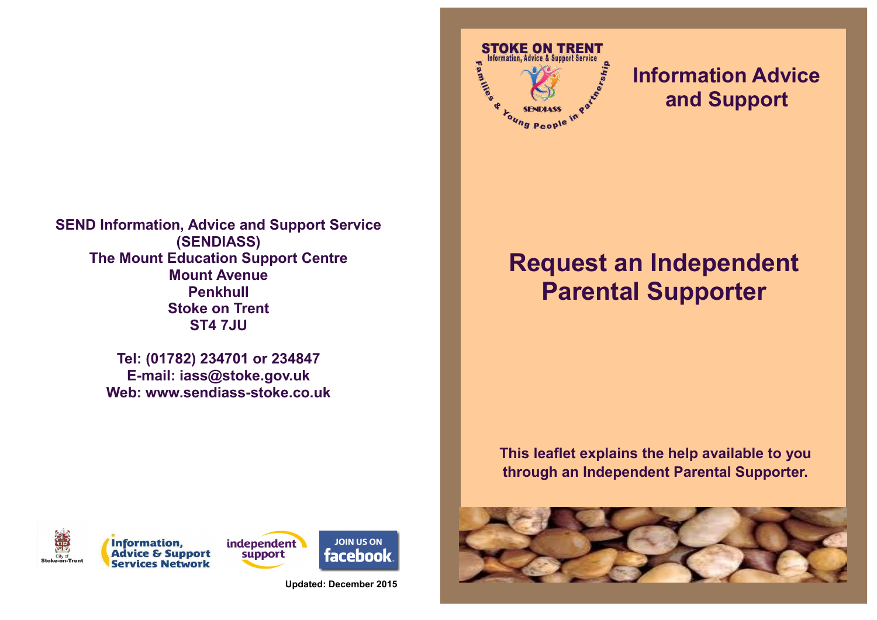# Information Advice and Support

# Request an Independent Parental Supporter

**This leaflet explains the help available to you through an Independent Parental Supporter.**

**SEND Information, Advice and Support Service (SENDIASS)**
**The Mount Education Support Centre**
**Mount Avenue**
**Penkhull**
**Stoke on Trent**
**ST4 7JU**

**Tel: (01782) 234701 or 234847**
**E-mail: iass@stoke.gov.uk**
**Web: www.sendiass-stoke.co.uk**

**Updated: December 2015**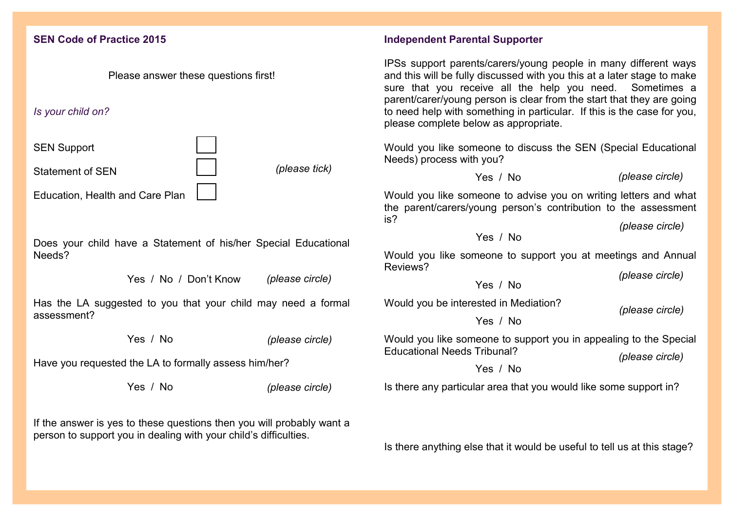## SEN Code of Practice 2015

Please answer these questions first!

*Is your child on?*

SEN Support ☐

Statement of SEN ☐ *(please tick)*

Education, Health and Care Plan ☐

Does your child have a Statement of his/her Special Educational Needs?

Yes / No / Don't Know *(please circle)*

Has the LA suggested to you that your child may need a formal assessment?

Yes / No *(please circle)*

Have you requested the LA to formally assess him/her?

Yes / No *(please circle)*

If the answer is yes to these questions then you will probably want a person to support you in dealing with your child's difficulties.

## Independent Parental Supporter

IPSs support parents/carers/young people in many different ways and this will be fully discussed with you this at a later stage to make sure that you receive all the help you need. Sometimes a parent/carer/young person is clear from the start that they are going to need help with something in particular. If this is the case for you, please complete below as appropriate.

Would you like someone to discuss the SEN (Special Educational Needs) process with you?

Yes / No *(please circle)*

Would you like someone to advise you on writing letters and what the parent/carers/young person's contribution to the assessment is?

Yes / No *(please circle)*

Would you like someone to support you at meetings and Annual Reviews?

Yes / No *(please circle)*

Would you be interested in Mediation?

Yes / No *(please circle)*

Would you like someone to support you in appealing to the Special Educational Needs Tribunal?

Yes / No *(please circle)*

Is there any particular area that you would like some support in?

Is there anything else that it would be useful to tell us at this stage?